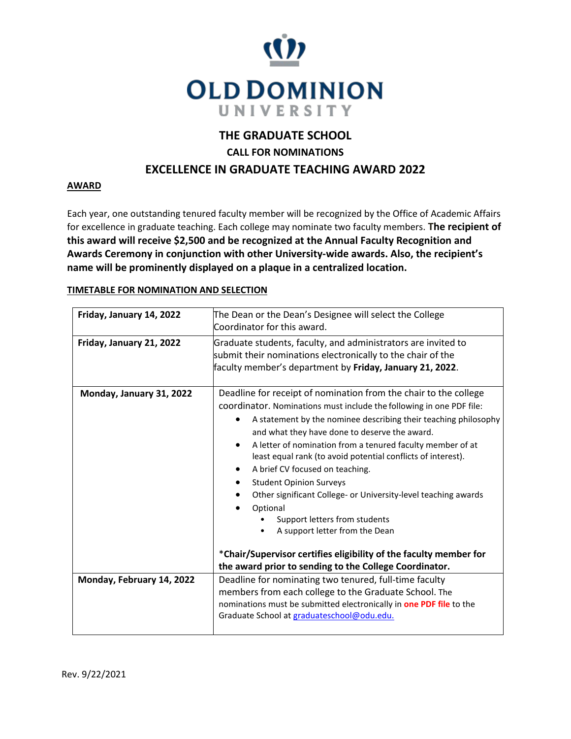# OLD DOMINION UNIVERSITY

## THE GRADUATE SCHOOL

### CALL FOR NOMINATIONS

## EXCELLENCE IN GRADUATE TEACHING AWARD 2022

**AWARD**

Each year, one outstanding tenured faculty member will be recognized by the Office of Academic Affairs for excellence in graduate teaching. Each college may nominate two faculty members. **The recipient of this award will receive $2,500 and be recognized at the Annual Faculty Recognition and Awards Ceremony in conjunction with other University-wide awards. Also, the recipient's name will be prominently displayed on a plaque in a centralized location.**

**TIMETABLE FOR NOMINATION AND SELECTION**

| Date | Details |
|---|---|
| **Friday, January 14, 2022** | The Dean or the Dean's Designee will select the College Coordinator for this award. |
| **Friday, January 21, 2022** | Graduate students, faculty, and administrators are invited to submit their nominations electronically to the chair of the faculty member's department by **Friday, January 21, 2022**. |
| **Monday, January 31, 2022** | Deadline for receipt of nomination from the chair to the college coordinator. Nominations must include the following in one PDF file:<br>• A statement by the nominee describing their teaching philosophy and what they have done to deserve the award.<br>• A letter of nomination from a tenured faculty member of at least equal rank (to avoid potential conflicts of interest).<br>• A brief CV focused on teaching.<br>• Student Opinion Surveys<br>• Other significant College- or University-level teaching awards<br>• Optional<br>&nbsp;&nbsp;&nbsp;◦ Support letters from students<br>&nbsp;&nbsp;&nbsp;◦ A support letter from the Dean<br><br>***Chair/Supervisor certifies eligibility of the faculty member for the award prior to sending to the College Coordinator.** |
| **Monday, February 14, 2022** | Deadline for nominating two tenured, full-time faculty members from each college to the Graduate School. The nominations must be submitted electronically in **one PDF file** to the Graduate School at graduateschool@odu.edu. |

Rev. 9/22/2021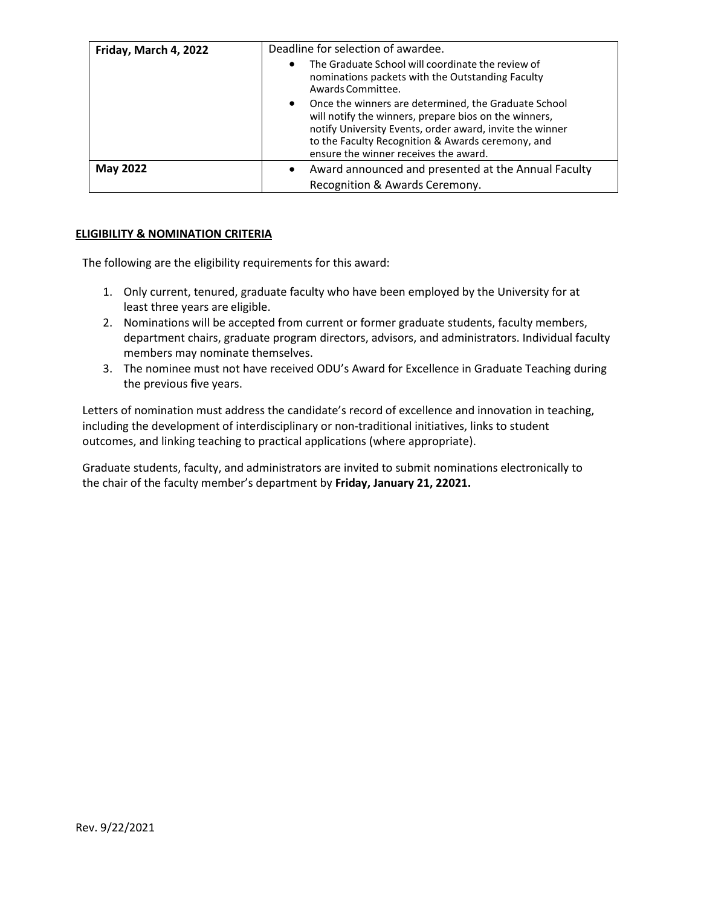| | |
|---|---|
| **Friday, March 4, 2022** | Deadline for selection of awardee.<br>• The Graduate School will coordinate the review of nominations packets with the Outstanding Faculty Awards Committee.<br>• Once the winners are determined, the Graduate School will notify the winners, prepare bios on the winners, notify University Events, order award, invite the winner to the Faculty Recognition & Awards ceremony, and ensure the winner receives the award. |
| **May 2022** | • Award announced and presented at the Annual Faculty Recognition & Awards Ceremony. |

**ELIGIBILITY & NOMINATION CRITERIA**

The following are the eligibility requirements for this award:

1. Only current, tenured, graduate faculty who have been employed by the University for at least three years are eligible.
2. Nominations will be accepted from current or former graduate students, faculty members, department chairs, graduate program directors, advisors, and administrators. Individual faculty members may nominate themselves.
3. The nominee must not have received ODU's Award for Excellence in Graduate Teaching during the previous five years.

Letters of nomination must address the candidate's record of excellence and innovation in teaching, including the development of interdisciplinary or non-traditional initiatives, links to student outcomes, and linking teaching to practical applications (where appropriate).

Graduate students, faculty, and administrators are invited to submit nominations electronically to the chair of the faculty member's department by **Friday, January 21, 22021.**

Rev. 9/22/2021